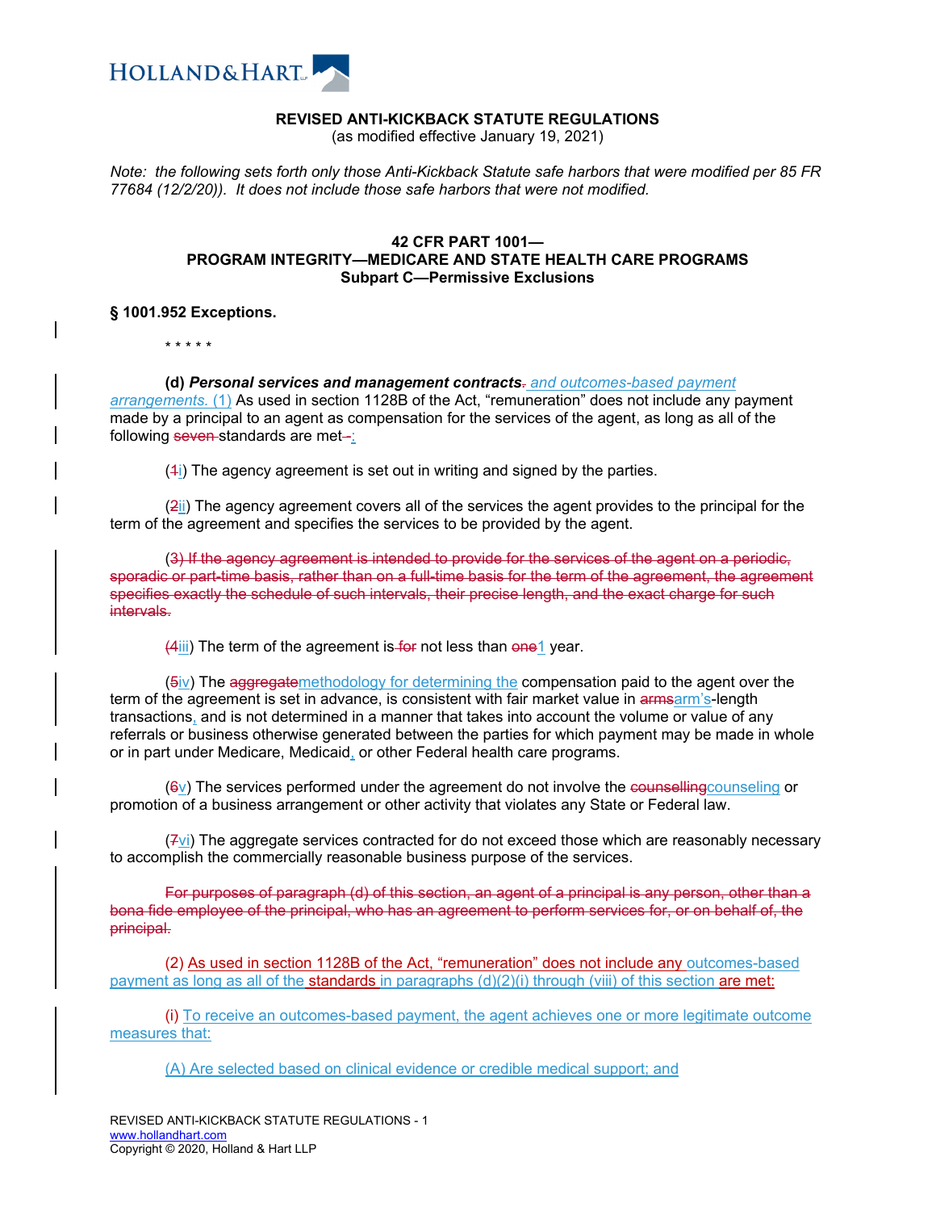**REVISED ANTI-KICKBACK STATUTE REGULATIONS**
(as modified effective January 19, 2021)

*Note: the following sets forth only those Anti-Kickback Statute safe harbors that were modified per 85 FR 77684 (12/2/20)). It does not include those safe harbors that were not modified.*

### 42 CFR PART 1001—
### PROGRAM INTEGRITY—MEDICARE AND STATE HEALTH CARE PROGRAMS
### Subpart C—Permissive Exclusions

**§ 1001.952 Exceptions.**

\* \* \* \* \*

**(d) *Personal services and management contracts*~~.~~** *and outcomes-based payment arrangements.* (1) As used in section 1128B of the Act, "remuneration" does not include any payment made by a principal to an agent as compensation for the services of the agent, as long as all of the following ~~seven~~ standards are met~~-~~:

(~~1~~i) The agency agreement is set out in writing and signed by the parties.

(~~2~~ii) The agency agreement covers all of the services the agent provides to the principal for the term of the agreement and specifies the services to be provided by the agent.

~~(3) If the agency agreement is intended to provide for the services of the agent on a periodic, sporadic or part-time basis, rather than on a full-time basis for the term of the agreement, the agreement specifies exactly the schedule of such intervals, their precise length, and the exact charge for such intervals.~~

(~~4~~iii) The term of the agreement is ~~for~~ not less than ~~one~~1 year.

(~~5~~iv) The ~~aggregate~~methodology for determining the compensation paid to the agent over the term of the agreement is set in advance, is consistent with fair market value in ~~arms~~arm's-length transactions, and is not determined in a manner that takes into account the volume or value of any referrals or business otherwise generated between the parties for which payment may be made in whole or in part under Medicare, Medicaid, or other Federal health care programs.

(~~6~~v) The services performed under the agreement do not involve the ~~counselling~~counseling or promotion of a business arrangement or other activity that violates any State or Federal law.

(~~7~~vi) The aggregate services contracted for do not exceed those which are reasonably necessary to accomplish the commercially reasonable business purpose of the services.

~~For purposes of paragraph (d) of this section, an agent of a principal is any person, other than a bona fide employee of the principal, who has an agreement to perform services for, or on behalf of, the principal.~~

(2) As used in section 1128B of the Act, "remuneration" does not include any outcomes-based payment as long as all of the standards in paragraphs (d)(2)(i) through (viii) of this section are met:

(i) To receive an outcomes-based payment, the agent achieves one or more legitimate outcome measures that:

(A) Are selected based on clinical evidence or credible medical support; and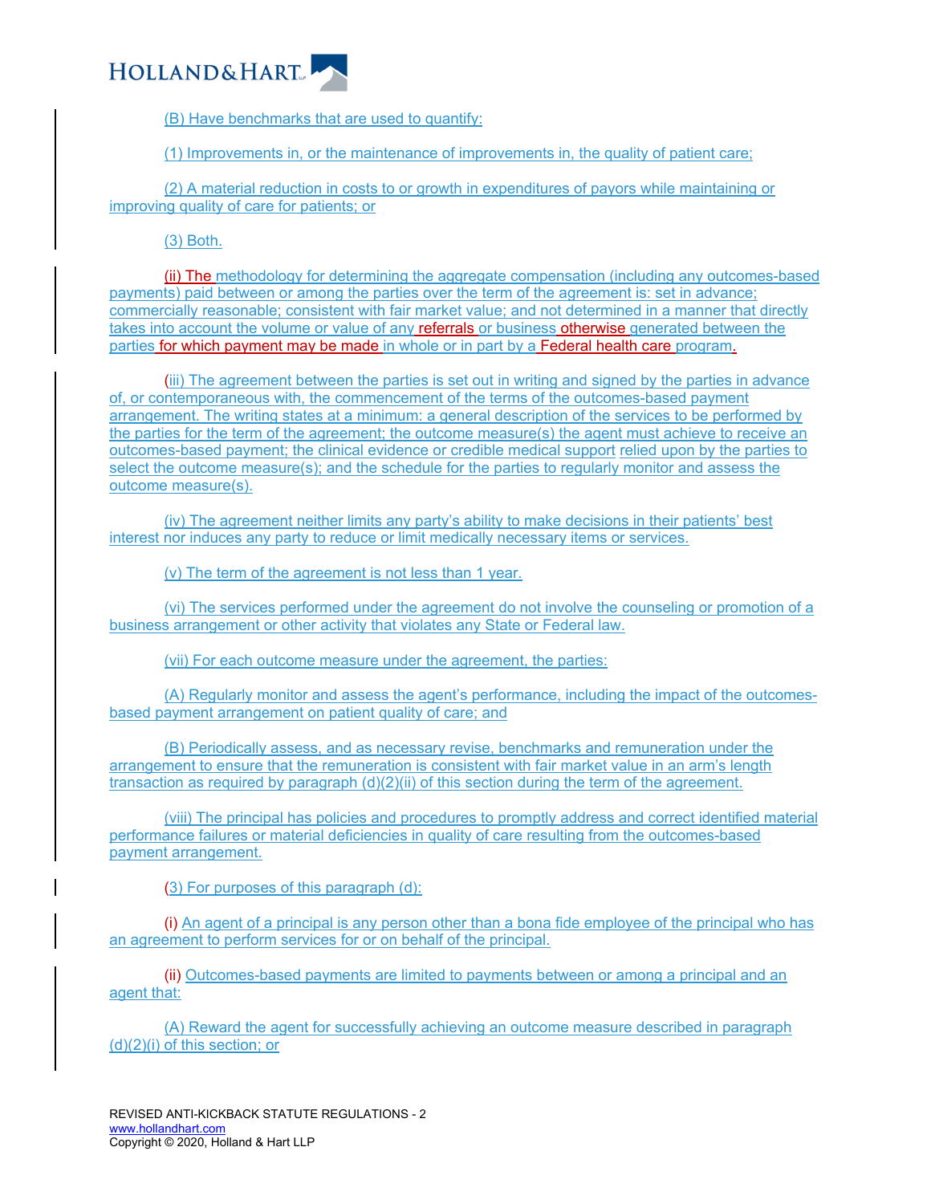(B) Have benchmarks that are used to quantify:

(1) Improvements in, or the maintenance of improvements in, the quality of patient care;

(2) A material reduction in costs to or growth in expenditures of payors while maintaining or improving quality of care for patients; or

(3) Both.

(ii) The methodology for determining the aggregate compensation (including any outcomes-based payments) paid between or among the parties over the term of the agreement is: set in advance; commercially reasonable; consistent with fair market value; and not determined in a manner that directly takes into account the volume or value of any referrals or business otherwise generated between the parties for which payment may be made in whole or in part by a Federal health care program.

(iii) The agreement between the parties is set out in writing and signed by the parties in advance of, or contemporaneous with, the commencement of the terms of the outcomes-based payment arrangement. The writing states at a minimum: a general description of the services to be performed by the parties for the term of the agreement; the outcome measure(s) the agent must achieve to receive an outcomes-based payment; the clinical evidence or credible medical support relied upon by the parties to select the outcome measure(s); and the schedule for the parties to regularly monitor and assess the outcome measure(s).

(iv) The agreement neither limits any party's ability to make decisions in their patients' best interest nor induces any party to reduce or limit medically necessary items or services.

(v) The term of the agreement is not less than 1 year.

(vi) The services performed under the agreement do not involve the counseling or promotion of a business arrangement or other activity that violates any State or Federal law.

(vii) For each outcome measure under the agreement, the parties:

(A) Regularly monitor and assess the agent's performance, including the impact of the outcomes-based payment arrangement on patient quality of care; and

(B) Periodically assess, and as necessary revise, benchmarks and remuneration under the arrangement to ensure that the remuneration is consistent with fair market value in an arm's length transaction as required by paragraph (d)(2)(ii) of this section during the term of the agreement.

(viii) The principal has policies and procedures to promptly address and correct identified material performance failures or material deficiencies in quality of care resulting from the outcomes-based payment arrangement.

(3) For purposes of this paragraph (d):

(i) An agent of a principal is any person other than a bona fide employee of the principal who has an agreement to perform services for or on behalf of the principal.

(ii) Outcomes-based payments are limited to payments between or among a principal and an agent that:

(A) Reward the agent for successfully achieving an outcome measure described in paragraph (d)(2)(i) of this section; or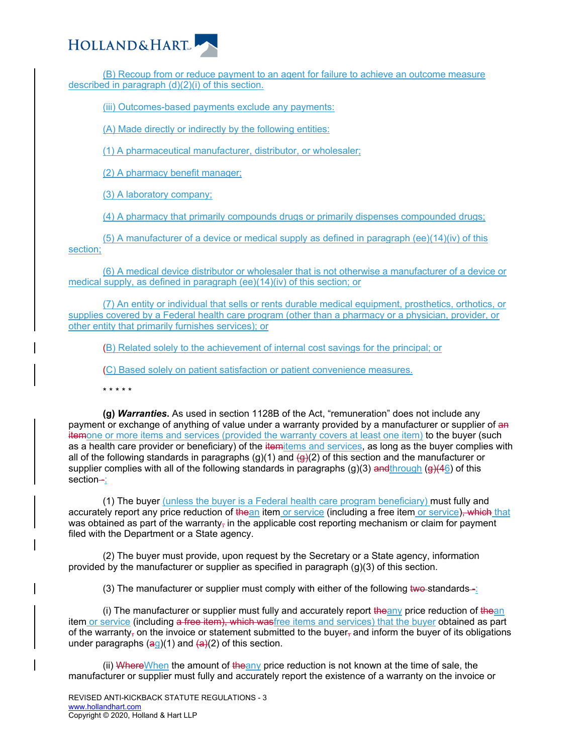(B) Recoup from or reduce payment to an agent for failure to achieve an outcome measure described in paragraph (d)(2)(i) of this section.

(iii) Outcomes-based payments exclude any payments:

(A) Made directly or indirectly by the following entities:

(1) A pharmaceutical manufacturer, distributor, or wholesaler;

(2) A pharmacy benefit manager;

(3) A laboratory company;

(4) A pharmacy that primarily compounds drugs or primarily dispenses compounded drugs;

(5) A manufacturer of a device or medical supply as defined in paragraph (ee)(14)(iv) of this section;

(6) A medical device distributor or wholesaler that is not otherwise a manufacturer of a device or medical supply, as defined in paragraph (ee)(14)(iv) of this section; or

(7) An entity or individual that sells or rents durable medical equipment, prosthetics, orthotics, or supplies covered by a Federal health care program (other than a pharmacy or a physician, provider, or other entity that primarily furnishes services); or

(B) Related solely to the achievement of internal cost savings for the principal; or

(C) Based solely on patient satisfaction or patient convenience measures.

\* \* \* \* \*

**(g) *Warranties*.** As used in section 1128B of the Act, "remuneration" does not include any payment or exchange of anything of value under a warranty provided by a manufacturer or supplier of ~~an item~~one or more items and services (provided the warranty covers at least one item) to the buyer (such as a health care provider or beneficiary) of the ~~item~~items and services, as long as the buyer complies with all of the following standards in paragraphs (g)(1) and ~~(g)~~(2) of this section and the manufacturer or supplier complies with all of the following standards in paragraphs (g)(3) ~~and~~through ~~(g)~~(~~4~~6) of this section~~.~~:

(1) The buyer (unless the buyer is a Federal health care program beneficiary) must fully and accurately report any price reduction of ~~the~~an item or service (including a free item or service)~~, which~~ that was obtained as part of the warranty~~,~~ in the applicable cost reporting mechanism or claim for payment filed with the Department or a State agency.

(2) The buyer must provide, upon request by the Secretary or a State agency, information provided by the manufacturer or supplier as specified in paragraph (g)(3) of this section.

(3) The manufacturer or supplier must comply with either of the following ~~two~~ standards~~.~~:

(i) The manufacturer or supplier must fully and accurately report ~~the~~any price reduction of ~~the~~an item or service (including ~~a free item), which was~~free items and services) that the buyer obtained as part of the warranty~~,~~ on the invoice or statement submitted to the buyer~~,~~ and inform the buyer of its obligations under paragraphs (~~a~~g)(1) and ~~(a)~~(2) of this section.

(ii) ~~Where~~When the amount of ~~the~~any price reduction is not known at the time of sale, the manufacturer or supplier must fully and accurately report the existence of a warranty on the invoice or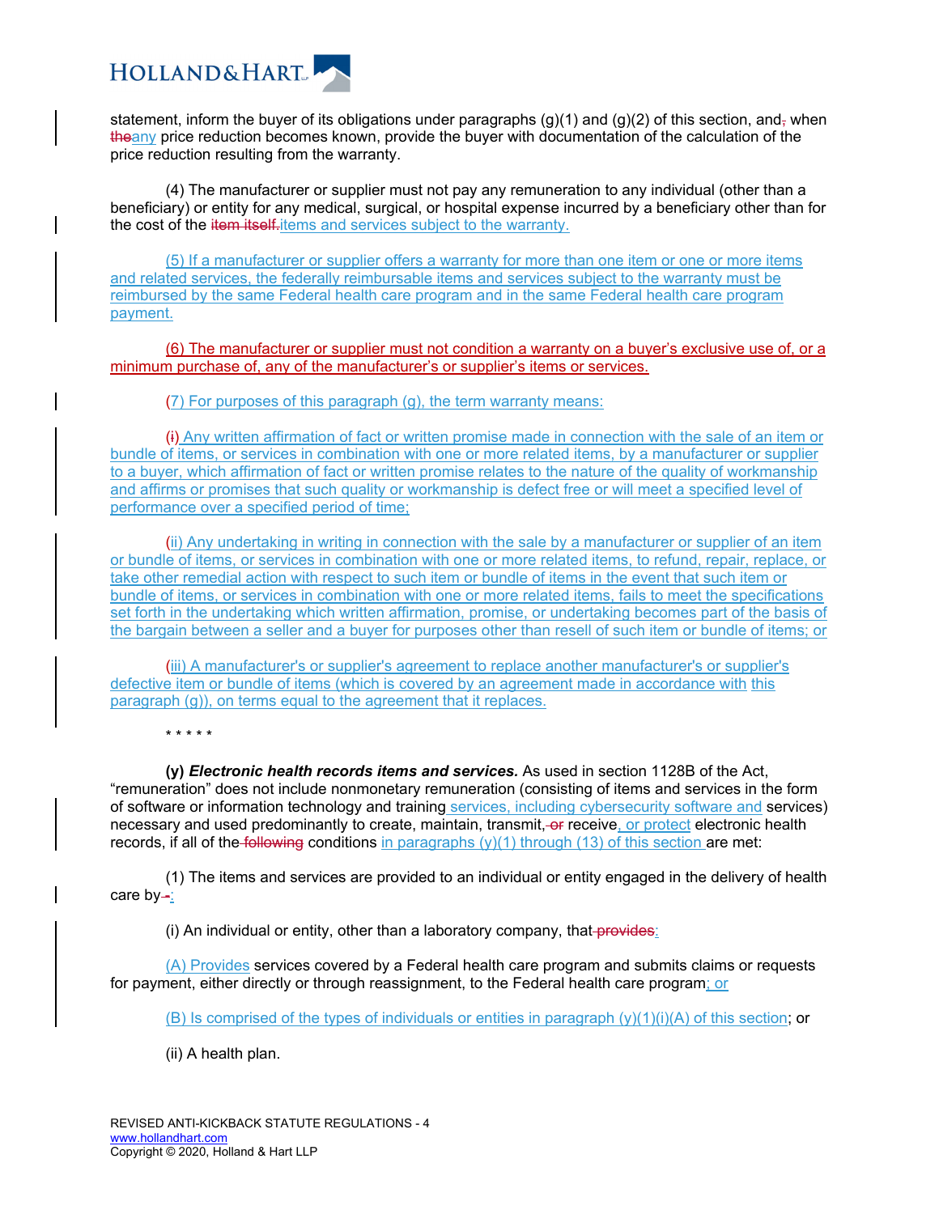statement, inform the buyer of its obligations under paragraphs (g)(1) and (g)(2) of this section, and, when theany price reduction becomes known, provide the buyer with documentation of the calculation of the price reduction resulting from the warranty.

(4) The manufacturer or supplier must not pay any remuneration to any individual (other than a beneficiary) or entity for any medical, surgical, or hospital expense incurred by a beneficiary other than for the cost of the item itself.items and services subject to the warranty.

(5) If a manufacturer or supplier offers a warranty for more than one item or one or more items and related services, the federally reimbursable items and services subject to the warranty must be reimbursed by the same Federal health care program and in the same Federal health care program payment.

(6) The manufacturer or supplier must not condition a warranty on a buyer's exclusive use of, or a minimum purchase of, any of the manufacturer's or supplier's items or services.

(7) For purposes of this paragraph (g), the term warranty means:

(i) Any written affirmation of fact or written promise made in connection with the sale of an item or bundle of items, or services in combination with one or more related items, by a manufacturer or supplier to a buyer, which affirmation of fact or written promise relates to the nature of the quality of workmanship and affirms or promises that such quality or workmanship is defect free or will meet a specified level of performance over a specified period of time;

(ii) Any undertaking in writing in connection with the sale by a manufacturer or supplier of an item or bundle of items, or services in combination with one or more related items, to refund, repair, replace, or take other remedial action with respect to such item or bundle of items in the event that such item or bundle of items, or services in combination with one or more related items, fails to meet the specifications set forth in the undertaking which written affirmation, promise, or undertaking becomes part of the basis of the bargain between a seller and a buyer for purposes other than resell of such item or bundle of items; or

(iii) A manufacturer's or supplier's agreement to replace another manufacturer's or supplier's defective item or bundle of items (which is covered by an agreement made in accordance with this paragraph (g)), on terms equal to the agreement that it replaces.

\* \* \* \* \*

**(y)** ***Electronic health records items and services.*** As used in section 1128B of the Act, "remuneration" does not include nonmonetary remuneration (consisting of items and services in the form of software or information technology and training services, including cybersecurity software and services) necessary and used predominantly to create, maintain, transmit, or receive, or protect electronic health records, if all of the following conditions in paragraphs (y)(1) through (13) of this section are met:

(1) The items and services are provided to an individual or entity engaged in the delivery of health care by-:

(i) An individual or entity, other than a laboratory company, that provides:

(A) Provides services covered by a Federal health care program and submits claims or requests for payment, either directly or through reassignment, to the Federal health care program; or

(B) Is comprised of the types of individuals or entities in paragraph (y)(1)(i)(A) of this section; or

(ii) A health plan.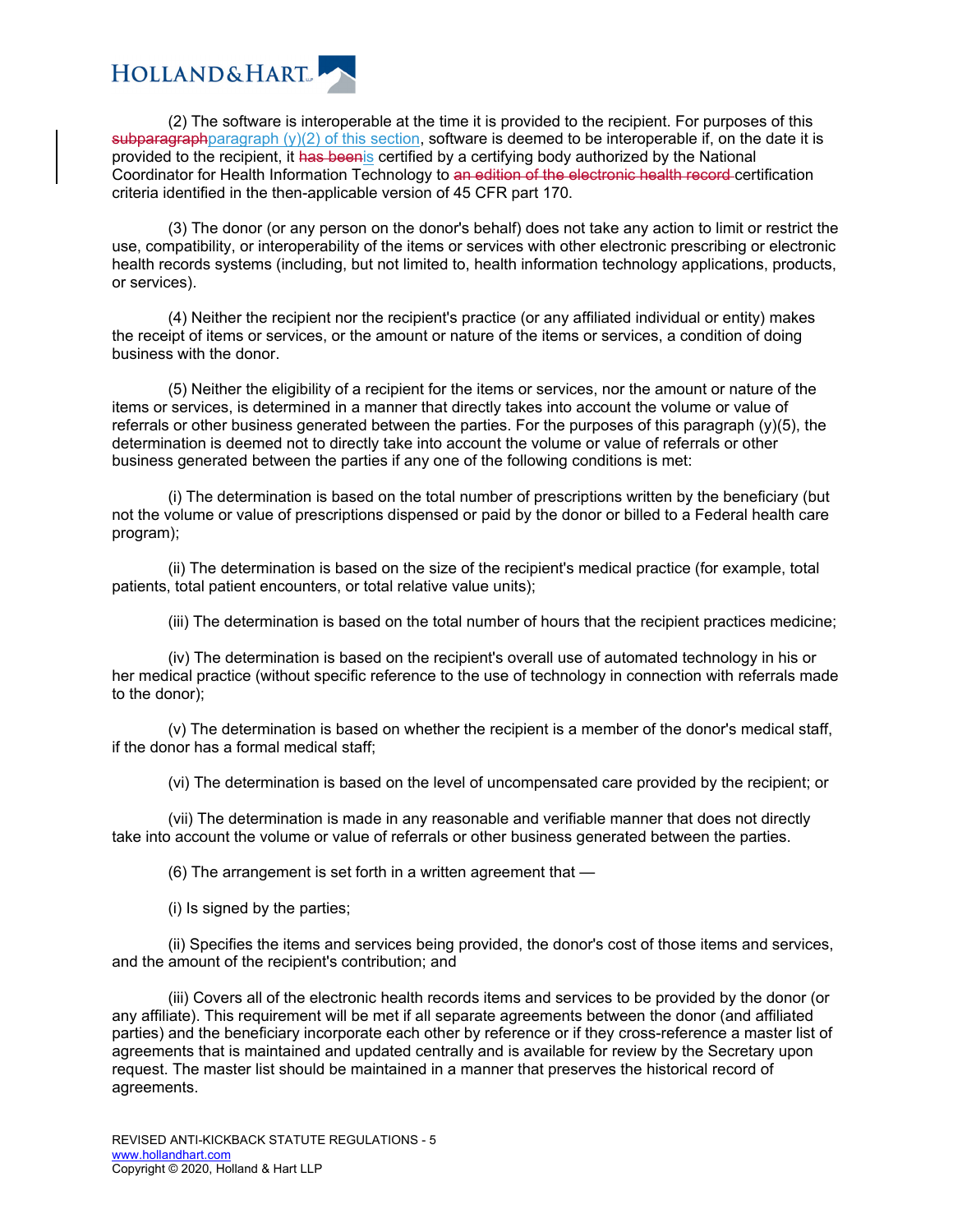(2) The software is interoperable at the time it is provided to the recipient. For purposes of this ~~subparagraph~~paragraph (y)(2) of this section, software is deemed to be interoperable if, on the date it is provided to the recipient, it ~~has been~~is certified by a certifying body authorized by the National Coordinator for Health Information Technology to ~~an edition of the electronic health record~~ certification criteria identified in the then-applicable version of 45 CFR part 170.

(3) The donor (or any person on the donor's behalf) does not take any action to limit or restrict the use, compatibility, or interoperability of the items or services with other electronic prescribing or electronic health records systems (including, but not limited to, health information technology applications, products, or services).

(4) Neither the recipient nor the recipient's practice (or any affiliated individual or entity) makes the receipt of items or services, or the amount or nature of the items or services, a condition of doing business with the donor.

(5) Neither the eligibility of a recipient for the items or services, nor the amount or nature of the items or services, is determined in a manner that directly takes into account the volume or value of referrals or other business generated between the parties. For the purposes of this paragraph (y)(5), the determination is deemed not to directly take into account the volume or value of referrals or other business generated between the parties if any one of the following conditions is met:

(i) The determination is based on the total number of prescriptions written by the beneficiary (but not the volume or value of prescriptions dispensed or paid by the donor or billed to a Federal health care program);

(ii) The determination is based on the size of the recipient's medical practice (for example, total patients, total patient encounters, or total relative value units);

(iii) The determination is based on the total number of hours that the recipient practices medicine;

(iv) The determination is based on the recipient's overall use of automated technology in his or her medical practice (without specific reference to the use of technology in connection with referrals made to the donor);

(v) The determination is based on whether the recipient is a member of the donor's medical staff, if the donor has a formal medical staff;

(vi) The determination is based on the level of uncompensated care provided by the recipient; or

(vii) The determination is made in any reasonable and verifiable manner that does not directly take into account the volume or value of referrals or other business generated between the parties.

(6) The arrangement is set forth in a written agreement that —

(i) Is signed by the parties;

(ii) Specifies the items and services being provided, the donor's cost of those items and services, and the amount of the recipient's contribution; and

(iii) Covers all of the electronic health records items and services to be provided by the donor (or any affiliate). This requirement will be met if all separate agreements between the donor (and affiliated parties) and the beneficiary incorporate each other by reference or if they cross-reference a master list of agreements that is maintained and updated centrally and is available for review by the Secretary upon request. The master list should be maintained in a manner that preserves the historical record of agreements.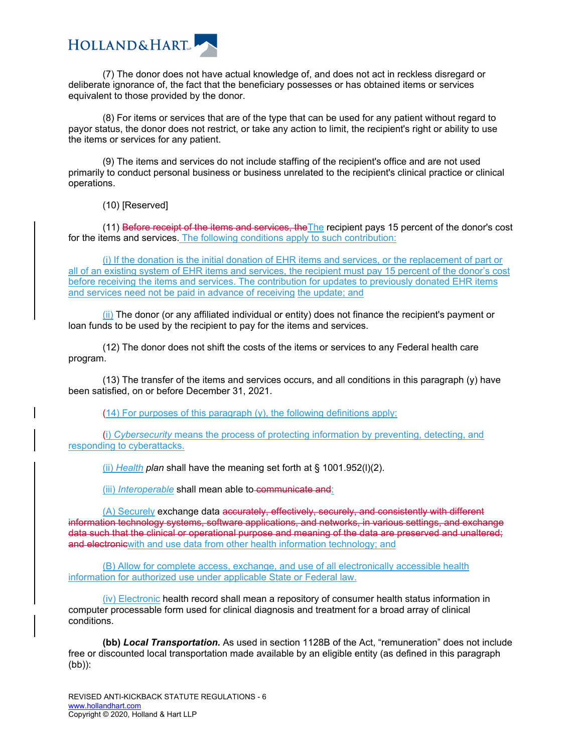(7) The donor does not have actual knowledge of, and does not act in reckless disregard or deliberate ignorance of, the fact that the beneficiary possesses or has obtained items or services equivalent to those provided by the donor.

(8) For items or services that are of the type that can be used for any patient without regard to payor status, the donor does not restrict, or take any action to limit, the recipient's right or ability to use the items or services for any patient.

(9) The items and services do not include staffing of the recipient's office and are not used primarily to conduct personal business or business unrelated to the recipient's clinical practice or clinical operations.

(10) [Reserved]

(11) ~~Before receipt of the items and services, the~~The recipient pays 15 percent of the donor's cost for the items and services. The following conditions apply to such contribution:

(i) If the donation is the initial donation of EHR items and services, or the replacement of part or all of an existing system of EHR items and services, the recipient must pay 15 percent of the donor's cost before receiving the items and services. The contribution for updates to previously donated EHR items and services need not be paid in advance of receiving the update; and

(ii) The donor (or any affiliated individual or entity) does not finance the recipient's payment or loan funds to be used by the recipient to pay for the items and services.

(12) The donor does not shift the costs of the items or services to any Federal health care program.

(13) The transfer of the items and services occurs, and all conditions in this paragraph (y) have been satisfied, on or before December 31, 2021.

(14) For purposes of this paragraph (y), the following definitions apply:

(i) *Cybersecurity* means the process of protecting information by preventing, detecting, and responding to cyberattacks.

(ii) *Health plan* shall have the meaning set forth at § 1001.952(l)(2).

(iii) *Interoperable* shall mean able to ~~communicate and~~:

(A) Securely exchange data ~~accurately, effectively, securely, and consistently with different information technology systems, software applications, and networks, in various settings, and exchange data such that the clinical or operational purpose and meaning of the data are preserved and unaltered; and electronic~~with and use data from other health information technology; and

(B) Allow for complete access, exchange, and use of all electronically accessible health information for authorized use under applicable State or Federal law.

(iv) Electronic health record shall mean a repository of consumer health status information in computer processable form used for clinical diagnosis and treatment for a broad array of clinical conditions.

**(bb) *Local Transportation.*** As used in section 1128B of the Act, "remuneration" does not include free or discounted local transportation made available by an eligible entity (as defined in this paragraph (bb)):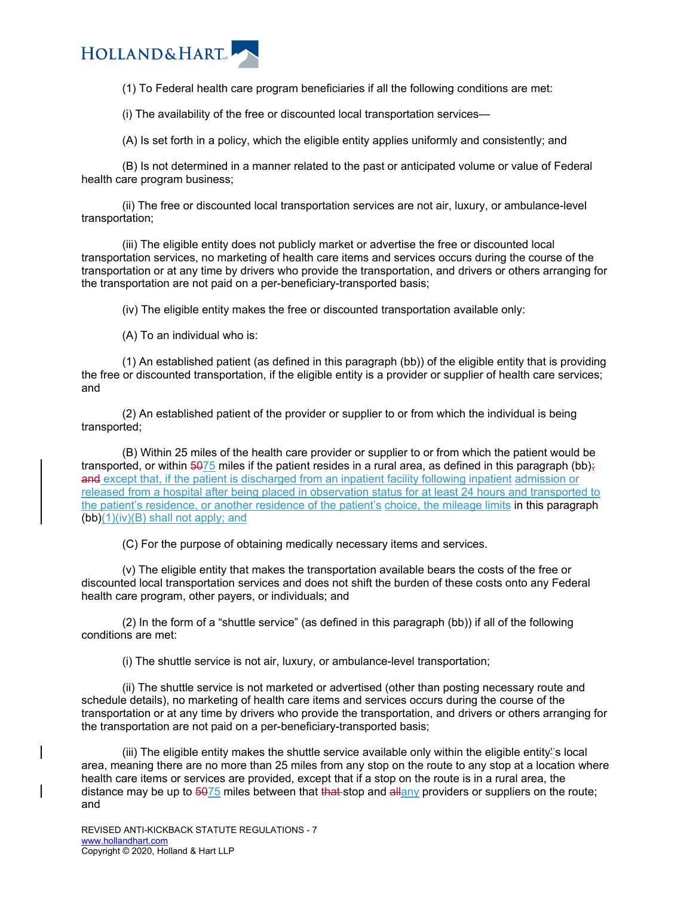(1) To Federal health care program beneficiaries if all the following conditions are met:

(i) The availability of the free or discounted local transportation services—

(A) Is set forth in a policy, which the eligible entity applies uniformly and consistently; and

(B) Is not determined in a manner related to the past or anticipated volume or value of Federal health care program business;

(ii) The free or discounted local transportation services are not air, luxury, or ambulance-level transportation;

(iii) The eligible entity does not publicly market or advertise the free or discounted local transportation services, no marketing of health care items and services occurs during the course of the transportation or at any time by drivers who provide the transportation, and drivers or others arranging for the transportation are not paid on a per-beneficiary-transported basis;

(iv) The eligible entity makes the free or discounted transportation available only:

(A) To an individual who is:

(1) An established patient (as defined in this paragraph (bb)) of the eligible entity that is providing the free or discounted transportation, if the eligible entity is a provider or supplier of health care services; and

(2) An established patient of the provider or supplier to or from which the individual is being transported;

(B) Within 25 miles of the health care provider or supplier to or from which the patient would be transported, or within ~~50~~75 miles if the patient resides in a rural area, as defined in this paragraph (bb)~~;~~ ~~and~~ except that, if the patient is discharged from an inpatient facility following inpatient admission or released from a hospital after being placed in observation status for at least 24 hours and transported to the patient's residence, or another residence of the patient's choice, the mileage limits in this paragraph (bb)(1)(iv)(B) shall not apply; and

(C) For the purpose of obtaining medically necessary items and services.

(v) The eligible entity that makes the transportation available bears the costs of the free or discounted local transportation services and does not shift the burden of these costs onto any Federal health care program, other payers, or individuals; and

(2) In the form of a "shuttle service" (as defined in this paragraph (bb)) if all of the following conditions are met:

(i) The shuttle service is not air, luxury, or ambulance-level transportation;

(ii) The shuttle service is not marketed or advertised (other than posting necessary route and schedule details), no marketing of health care items and services occurs during the course of the transportation or at any time by drivers who provide the transportation, and drivers or others arranging for the transportation are not paid on a per-beneficiary-transported basis;

(iii) The eligible entity makes the shuttle service available only within the eligible entity's local area, meaning there are no more than 25 miles from any stop on the route to any stop at a location where health care items or services are provided, except that if a stop on the route is in a rural area, the distance may be up to ~~50~~75 miles between that ~~that~~ stop and ~~all~~any providers or suppliers on the route; and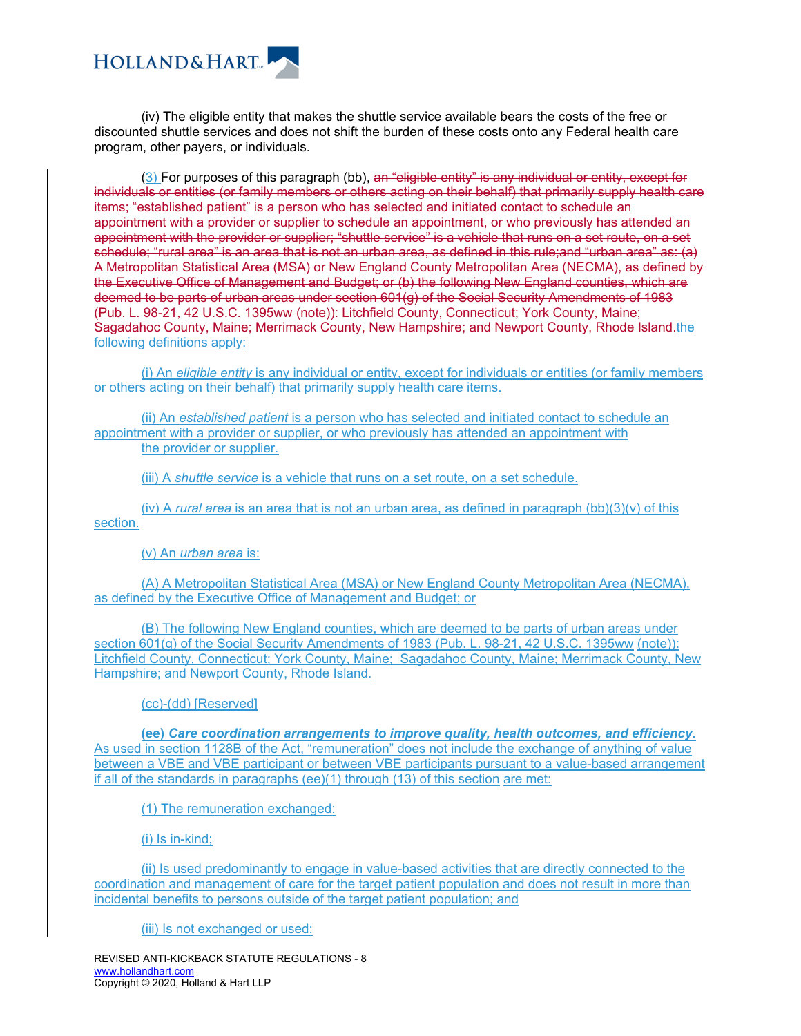(iv) The eligible entity that makes the shuttle service available bears the costs of the free or discounted shuttle services and does not shift the burden of these costs onto any Federal health care program, other payers, or individuals.

(3) For purposes of this paragraph (bb), ~~an "eligible entity" is any individual or entity, except for individuals or entities (or family members or others acting on their behalf) that primarily supply health care items; "established patient" is a person who has selected and initiated contact to schedule an appointment with a provider or supplier to schedule an appointment, or who previously has attended an appointment with the provider or supplier; "shuttle service" is a vehicle that runs on a set route, on a set schedule; "rural area" is an area that is not an urban area, as defined in this rule;and "urban area" as: (a) A Metropolitan Statistical Area (MSA) or New England County Metropolitan Area (NECMA), as defined by the Executive Office of Management and Budget; or (b) the following New England counties, which are deemed to be parts of urban areas under section 601(g) of the Social Security Amendments of 1983 (Pub. L. 98-21, 42 U.S.C. 1395ww (note)): Litchfield County, Connecticut; York County, Maine; Sagadahoc County, Maine; Merrimack County, New Hampshire; and Newport County, Rhode Island.~~the following definitions apply:

(i) An *eligible entity* is any individual or entity, except for individuals or entities (or family members or others acting on their behalf) that primarily supply health care items.

(ii) An *established patient* is a person who has selected and initiated contact to schedule an appointment with a provider or supplier, or who previously has attended an appointment with the provider or supplier.

(iii) A *shuttle service* is a vehicle that runs on a set route, on a set schedule.

(iv) A *rural area* is an area that is not an urban area, as defined in paragraph (bb)(3)(v) of this section.

(v) An *urban area* is:

(A) A Metropolitan Statistical Area (MSA) or New England County Metropolitan Area (NECMA), as defined by the Executive Office of Management and Budget; or

(B) The following New England counties, which are deemed to be parts of urban areas under section 601(g) of the Social Security Amendments of 1983 (Pub. L. 98-21, 42 U.S.C. 1395ww (note)): Litchfield County, Connecticut; York County, Maine; Sagadahoc County, Maine; Merrimack County, New Hampshire; and Newport County, Rhode Island.

(cc)-(dd) [Reserved]

**(ee) *Care coordination arrangements to improve quality, health outcomes, and efficiency.*** As used in section 1128B of the Act, "remuneration" does not include the exchange of anything of value between a VBE and VBE participant or between VBE participants pursuant to a value-based arrangement if all of the standards in paragraphs (ee)(1) through (13) of this section are met:

(1) The remuneration exchanged:

(i) Is in-kind;

(ii) Is used predominantly to engage in value-based activities that are directly connected to the coordination and management of care for the target patient population and does not result in more than incidental benefits to persons outside of the target patient population; and

(iii) Is not exchanged or used: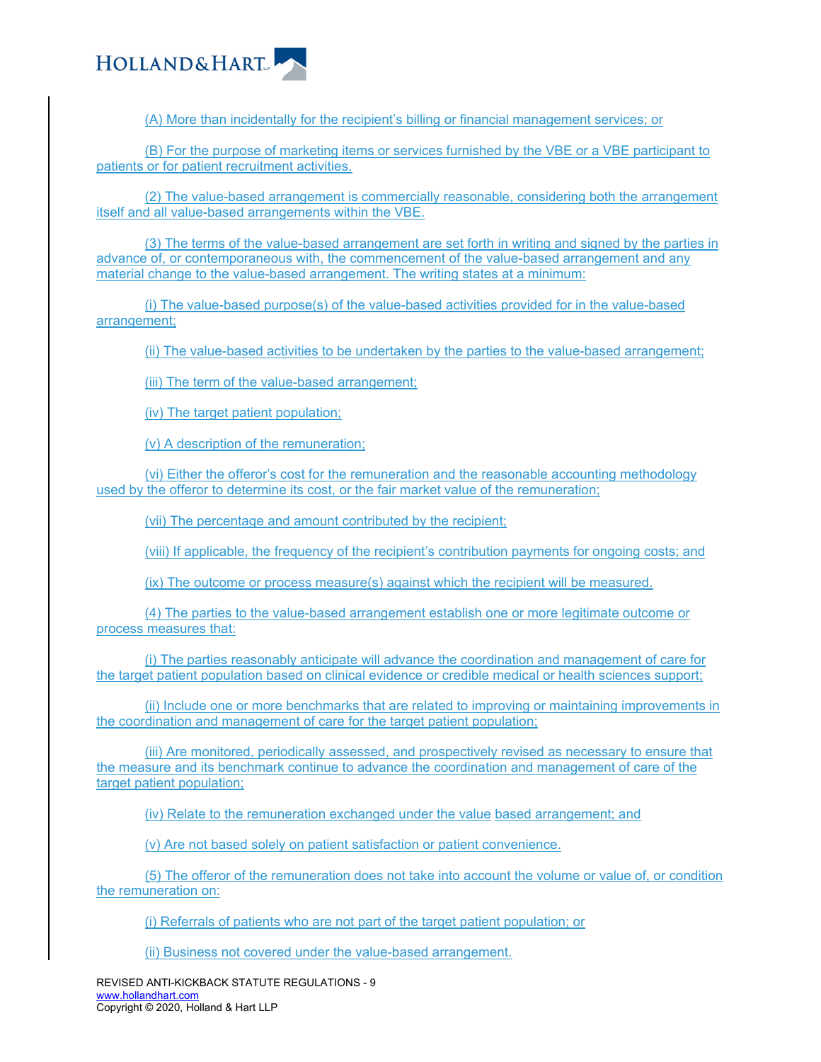(A) More than incidentally for the recipient's billing or financial management services; or

(B) For the purpose of marketing items or services furnished by the VBE or a VBE participant to patients or for patient recruitment activities.

(2) The value-based arrangement is commercially reasonable, considering both the arrangement itself and all value-based arrangements within the VBE.

(3) The terms of the value-based arrangement are set forth in writing and signed by the parties in advance of, or contemporaneous with, the commencement of the value-based arrangement and any material change to the value-based arrangement. The writing states at a minimum:

(i) The value-based purpose(s) of the value-based activities provided for in the value-based arrangement;

(ii) The value-based activities to be undertaken by the parties to the value-based arrangement;

(iii) The term of the value-based arrangement;

(iv) The target patient population;

(v) A description of the remuneration;

(vi) Either the offeror's cost for the remuneration and the reasonable accounting methodology used by the offeror to determine its cost, or the fair market value of the remuneration;

(vii) The percentage and amount contributed by the recipient;

(viii) If applicable, the frequency of the recipient's contribution payments for ongoing costs; and

(ix) The outcome or process measure(s) against which the recipient will be measured.

(4) The parties to the value-based arrangement establish one or more legitimate outcome or process measures that:

(i) The parties reasonably anticipate will advance the coordination and management of care for the target patient population based on clinical evidence or credible medical or health sciences support;

(ii) Include one or more benchmarks that are related to improving or maintaining improvements in the coordination and management of care for the target patient population;

(iii) Are monitored, periodically assessed, and prospectively revised as necessary to ensure that the measure and its benchmark continue to advance the coordination and management of care of the target patient population;

(iv) Relate to the remuneration exchanged under the value based arrangement; and

(v) Are not based solely on patient satisfaction or patient convenience.

(5) The offeror of the remuneration does not take into account the volume or value of, or condition the remuneration on:

(i) Referrals of patients who are not part of the target patient population; or

(ii) Business not covered under the value-based arrangement.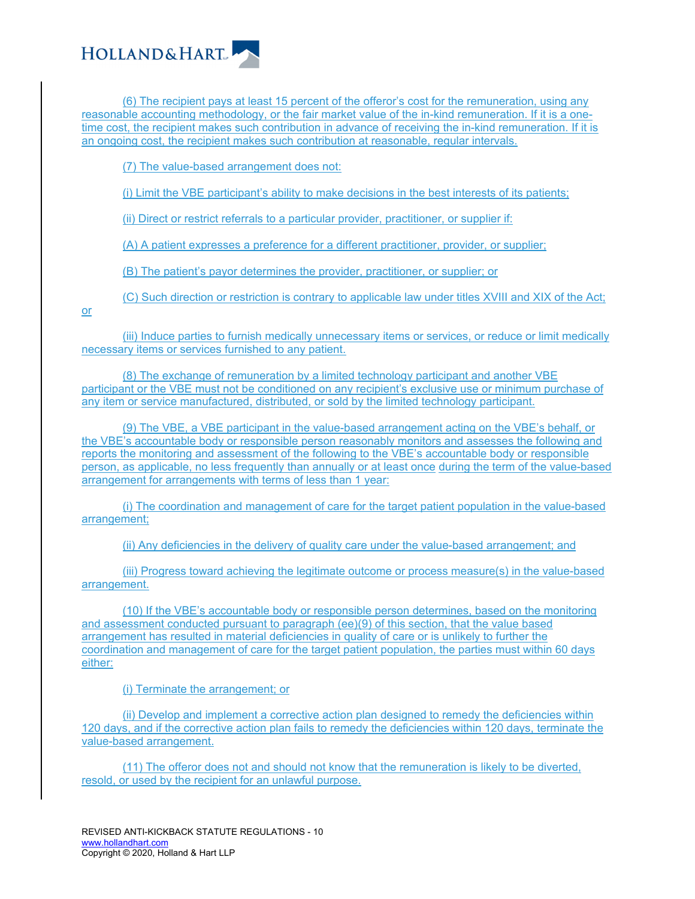(6) The recipient pays at least 15 percent of the offeror's cost for the remuneration, using any reasonable accounting methodology, or the fair market value of the in-kind remuneration. If it is a one-time cost, the recipient makes such contribution in advance of receiving the in-kind remuneration. If it is an ongoing cost, the recipient makes such contribution at reasonable, regular intervals.

(7) The value-based arrangement does not:

(i) Limit the VBE participant's ability to make decisions in the best interests of its patients;

(ii) Direct or restrict referrals to a particular provider, practitioner, or supplier if:

(A) A patient expresses a preference for a different practitioner, provider, or supplier;

(B) The patient's payor determines the provider, practitioner, or supplier; or

(C) Such direction or restriction is contrary to applicable law under titles XVIII and XIX of the Act; or

(iii) Induce parties to furnish medically unnecessary items or services, or reduce or limit medically necessary items or services furnished to any patient.

(8) The exchange of remuneration by a limited technology participant and another VBE participant or the VBE must not be conditioned on any recipient's exclusive use or minimum purchase of any item or service manufactured, distributed, or sold by the limited technology participant.

(9) The VBE, a VBE participant in the value-based arrangement acting on the VBE's behalf, or the VBE's accountable body or responsible person reasonably monitors and assesses the following and reports the monitoring and assessment of the following to the VBE's accountable body or responsible person, as applicable, no less frequently than annually or at least once during the term of the value-based arrangement for arrangements with terms of less than 1 year:

(i) The coordination and management of care for the target patient population in the value-based arrangement;

(ii) Any deficiencies in the delivery of quality care under the value-based arrangement; and

(iii) Progress toward achieving the legitimate outcome or process measure(s) in the value-based arrangement.

(10) If the VBE's accountable body or responsible person determines, based on the monitoring and assessment conducted pursuant to paragraph (ee)(9) of this section, that the value based arrangement has resulted in material deficiencies in quality of care or is unlikely to further the coordination and management of care for the target patient population, the parties must within 60 days either:

(i) Terminate the arrangement; or

(ii) Develop and implement a corrective action plan designed to remedy the deficiencies within 120 days, and if the corrective action plan fails to remedy the deficiencies within 120 days, terminate the value-based arrangement.

(11) The offeror does not and should not know that the remuneration is likely to be diverted, resold, or used by the recipient for an unlawful purpose.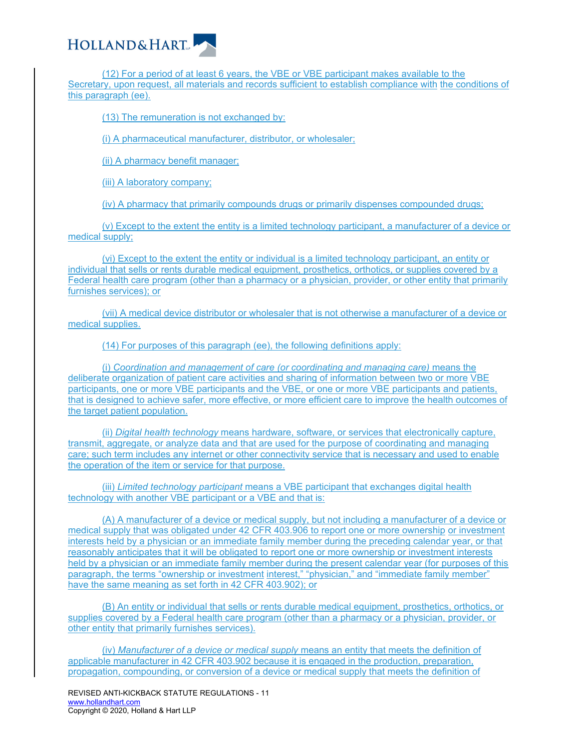(12) For a period of at least 6 years, the VBE or VBE participant makes available to the Secretary, upon request, all materials and records sufficient to establish compliance with the conditions of this paragraph (ee).

(13) The remuneration is not exchanged by:

(i) A pharmaceutical manufacturer, distributor, or wholesaler;

(ii) A pharmacy benefit manager;

(iii) A laboratory company;

(iv) A pharmacy that primarily compounds drugs or primarily dispenses compounded drugs;

(v) Except to the extent the entity is a limited technology participant, a manufacturer of a device or medical supply;

(vi) Except to the extent the entity or individual is a limited technology participant, an entity or individual that sells or rents durable medical equipment, prosthetics, orthotics, or supplies covered by a Federal health care program (other than a pharmacy or a physician, provider, or other entity that primarily furnishes services); or

(vii) A medical device distributor or wholesaler that is not otherwise a manufacturer of a device or medical supplies.

(14) For purposes of this paragraph (ee), the following definitions apply:

(i) *Coordination and management of care (or coordinating and managing care)* means the deliberate organization of patient care activities and sharing of information between two or more VBE participants, one or more VBE participants and the VBE, or one or more VBE participants and patients, that is designed to achieve safer, more effective, or more efficient care to improve the health outcomes of the target patient population.

(ii) *Digital health technology* means hardware, software, or services that electronically capture, transmit, aggregate, or analyze data and that are used for the purpose of coordinating and managing care; such term includes any internet or other connectivity service that is necessary and used to enable the operation of the item or service for that purpose.

(iii) *Limited technology participant* means a VBE participant that exchanges digital health technology with another VBE participant or a VBE and that is:

(A) A manufacturer of a device or medical supply, but not including a manufacturer of a device or medical supply that was obligated under 42 CFR 403.906 to report one or more ownership or investment interests held by a physician or an immediate family member during the preceding calendar year, or that reasonably anticipates that it will be obligated to report one or more ownership or investment interests held by a physician or an immediate family member during the present calendar year (for purposes of this paragraph, the terms "ownership or investment interest," "physician," and "immediate family member" have the same meaning as set forth in 42 CFR 403.902); or

(B) An entity or individual that sells or rents durable medical equipment, prosthetics, orthotics, or supplies covered by a Federal health care program (other than a pharmacy or a physician, provider, or other entity that primarily furnishes services).

(iv) *Manufacturer of a device or medical supply* means an entity that meets the definition of applicable manufacturer in 42 CFR 403.902 because it is engaged in the production, preparation, propagation, compounding, or conversion of a device or medical supply that meets the definition of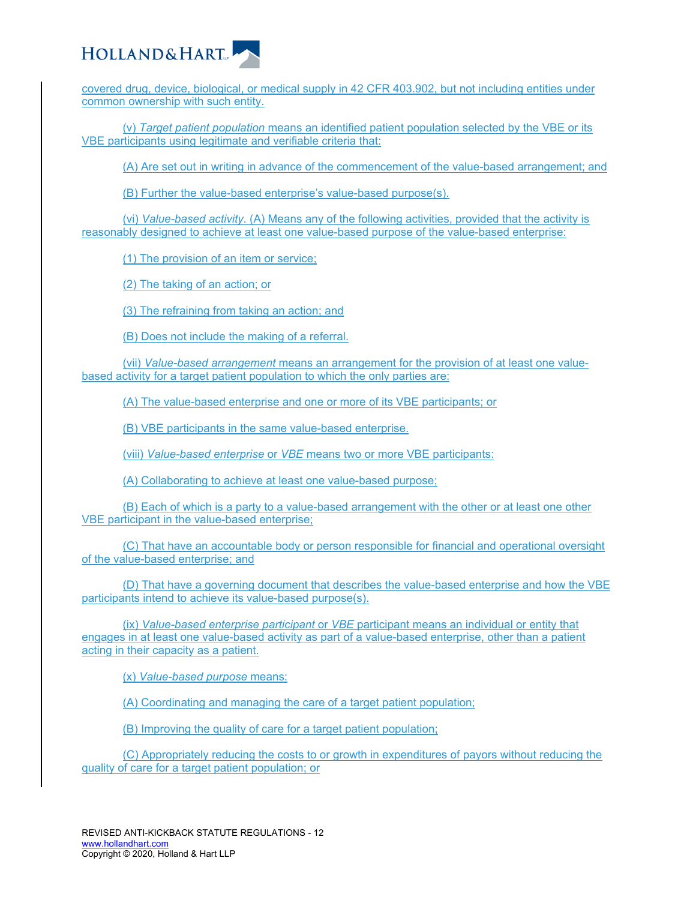covered drug, device, biological, or medical supply in 42 CFR 403.902, but not including entities under common ownership with such entity.

(v) *Target patient population* means an identified patient population selected by the VBE or its VBE participants using legitimate and verifiable criteria that:

(A) Are set out in writing in advance of the commencement of the value-based arrangement; and

(B) Further the value-based enterprise's value-based purpose(s).

(vi) *Value-based activity*. (A) Means any of the following activities, provided that the activity is reasonably designed to achieve at least one value-based purpose of the value-based enterprise:

(1) The provision of an item or service;

(2) The taking of an action; or

(3) The refraining from taking an action; and

(B) Does not include the making of a referral.

(vii) *Value-based arrangement* means an arrangement for the provision of at least one value-based activity for a target patient population to which the only parties are:

(A) The value-based enterprise and one or more of its VBE participants; or

(B) VBE participants in the same value-based enterprise.

(viii) *Value-based enterprise* or *VBE* means two or more VBE participants:

(A) Collaborating to achieve at least one value-based purpose;

(B) Each of which is a party to a value-based arrangement with the other or at least one other VBE participant in the value-based enterprise;

(C) That have an accountable body or person responsible for financial and operational oversight of the value-based enterprise; and

(D) That have a governing document that describes the value-based enterprise and how the VBE participants intend to achieve its value-based purpose(s).

(ix) *Value-based enterprise participant* or *VBE* participant means an individual or entity that engages in at least one value-based activity as part of a value-based enterprise, other than a patient acting in their capacity as a patient.

(x) *Value-based purpose* means:

(A) Coordinating and managing the care of a target patient population;

(B) Improving the quality of care for a target patient population;

(C) Appropriately reducing the costs to or growth in expenditures of payors without reducing the quality of care for a target patient population; or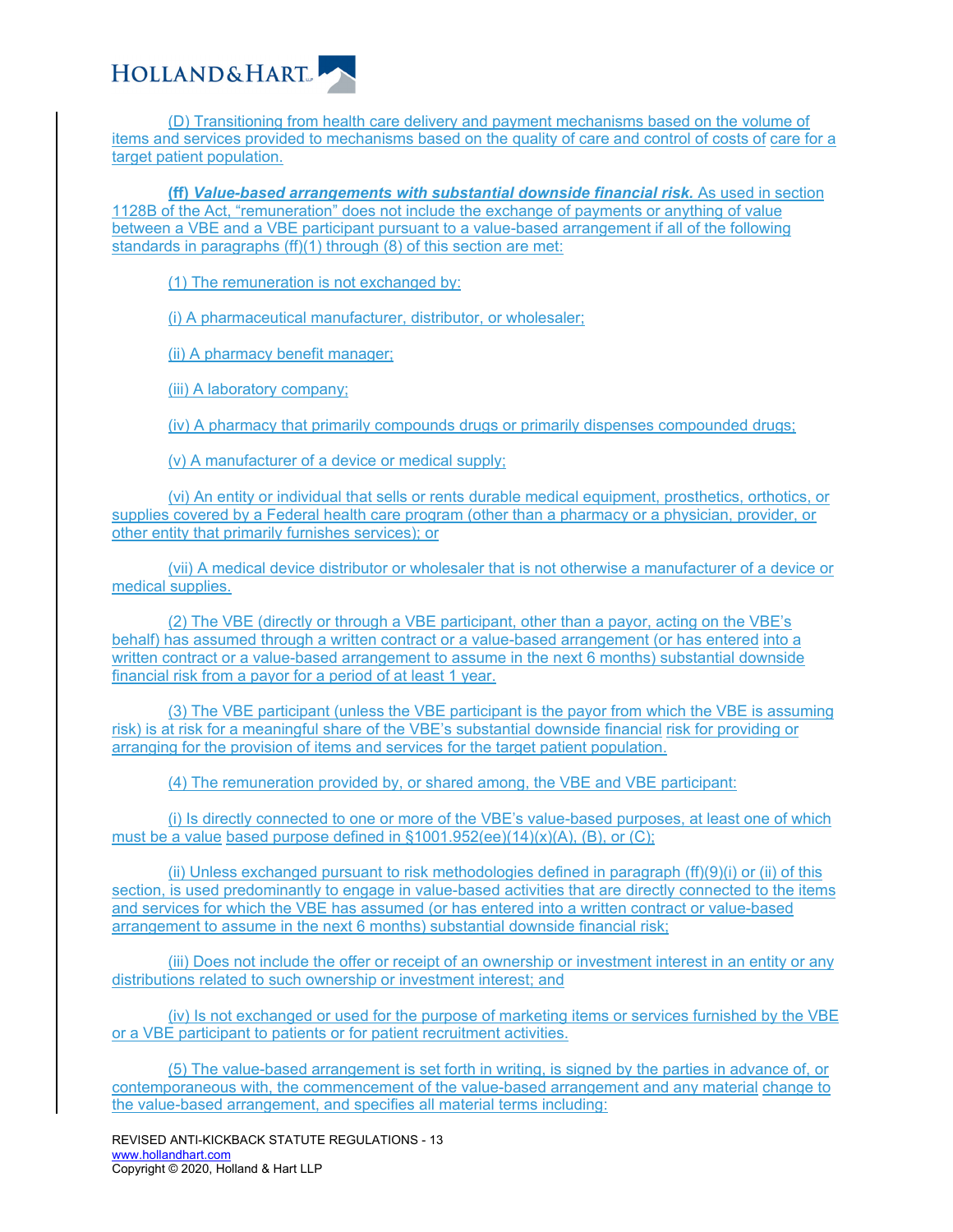(D) Transitioning from health care delivery and payment mechanisms based on the volume of items and services provided to mechanisms based on the quality of care and control of costs of care for a target patient population.

**(ff) *Value-based arrangements with substantial downside financial risk.*** As used in section 1128B of the Act, "remuneration" does not include the exchange of payments or anything of value between a VBE and a VBE participant pursuant to a value-based arrangement if all of the following standards in paragraphs (ff)(1) through (8) of this section are met:

(1) The remuneration is not exchanged by:

(i) A pharmaceutical manufacturer, distributor, or wholesaler;

(ii) A pharmacy benefit manager;

(iii) A laboratory company;

(iv) A pharmacy that primarily compounds drugs or primarily dispenses compounded drugs;

(v) A manufacturer of a device or medical supply;

(vi) An entity or individual that sells or rents durable medical equipment, prosthetics, orthotics, or supplies covered by a Federal health care program (other than a pharmacy or a physician, provider, or other entity that primarily furnishes services); or

(vii) A medical device distributor or wholesaler that is not otherwise a manufacturer of a device or medical supplies.

(2) The VBE (directly or through a VBE participant, other than a payor, acting on the VBE's behalf) has assumed through a written contract or a value-based arrangement (or has entered into a written contract or a value-based arrangement to assume in the next 6 months) substantial downside financial risk from a payor for a period of at least 1 year.

(3) The VBE participant (unless the VBE participant is the payor from which the VBE is assuming risk) is at risk for a meaningful share of the VBE's substantial downside financial risk for providing or arranging for the provision of items and services for the target patient population.

(4) The remuneration provided by, or shared among, the VBE and VBE participant:

(i) Is directly connected to one or more of the VBE's value-based purposes, at least one of which must be a value based purpose defined in §1001.952(ee)(14)(x)(A), (B), or (C);

(ii) Unless exchanged pursuant to risk methodologies defined in paragraph (ff)(9)(i) or (ii) of this section, is used predominantly to engage in value-based activities that are directly connected to the items and services for which the VBE has assumed (or has entered into a written contract or value-based arrangement to assume in the next 6 months) substantial downside financial risk;

(iii) Does not include the offer or receipt of an ownership or investment interest in an entity or any distributions related to such ownership or investment interest; and

(iv) Is not exchanged or used for the purpose of marketing items or services furnished by the VBE or a VBE participant to patients or for patient recruitment activities.

(5) The value-based arrangement is set forth in writing, is signed by the parties in advance of, or contemporaneous with, the commencement of the value-based arrangement and any material change to the value-based arrangement, and specifies all material terms including: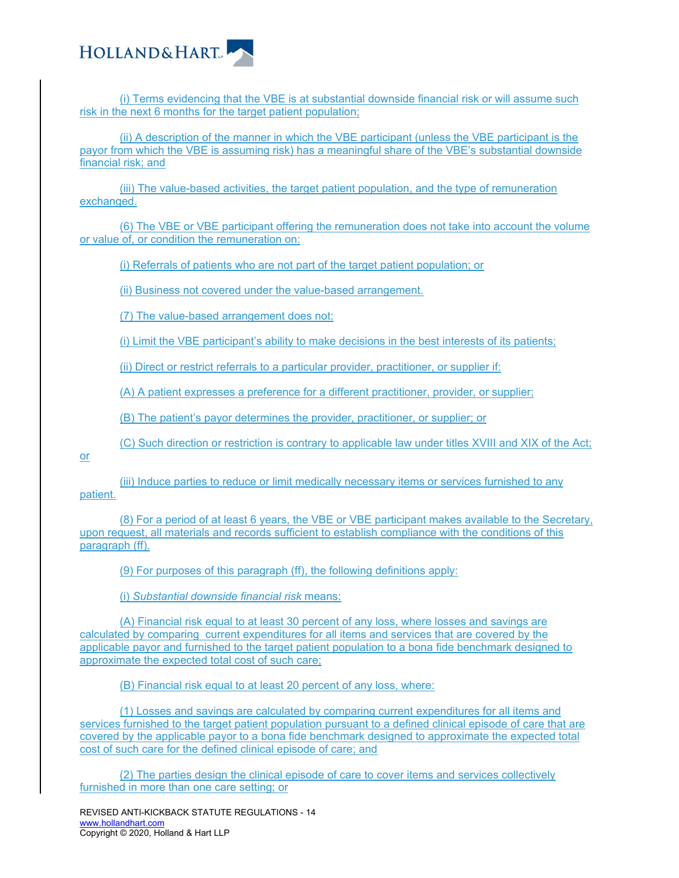(i) Terms evidencing that the VBE is at substantial downside financial risk or will assume such risk in the next 6 months for the target patient population;

(ii) A description of the manner in which the VBE participant (unless the VBE participant is the payor from which the VBE is assuming risk) has a meaningful share of the VBE's substantial downside financial risk; and

(iii) The value-based activities, the target patient population, and the type of remuneration exchanged.

(6) The VBE or VBE participant offering the remuneration does not take into account the volume or value of, or condition the remuneration on:

(i) Referrals of patients who are not part of the target patient population; or

(ii) Business not covered under the value-based arrangement.

(7) The value-based arrangement does not:

(i) Limit the VBE participant's ability to make decisions in the best interests of its patients;

(ii) Direct or restrict referrals to a particular provider, practitioner, or supplier if:

(A) A patient expresses a preference for a different practitioner, provider, or supplier;

(B) The patient's payor determines the provider, practitioner, or supplier; or

(C) Such direction or restriction is contrary to applicable law under titles XVIII and XIX of the Act; or

(iii) Induce parties to reduce or limit medically necessary items or services furnished to any patient.

(8) For a period of at least 6 years, the VBE or VBE participant makes available to the Secretary, upon request, all materials and records sufficient to establish compliance with the conditions of this paragraph (ff).

(9) For purposes of this paragraph (ff), the following definitions apply:

(i) *Substantial downside financial risk* means:

(A) Financial risk equal to at least 30 percent of any loss, where losses and savings are calculated by comparing current expenditures for all items and services that are covered by the applicable payor and furnished to the target patient population to a bona fide benchmark designed to approximate the expected total cost of such care;

(B) Financial risk equal to at least 20 percent of any loss, where:

(1) Losses and savings are calculated by comparing current expenditures for all items and services furnished to the target patient population pursuant to a defined clinical episode of care that are covered by the applicable payor to a bona fide benchmark designed to approximate the expected total cost of such care for the defined clinical episode of care; and

(2) The parties design the clinical episode of care to cover items and services collectively furnished in more than one care setting; or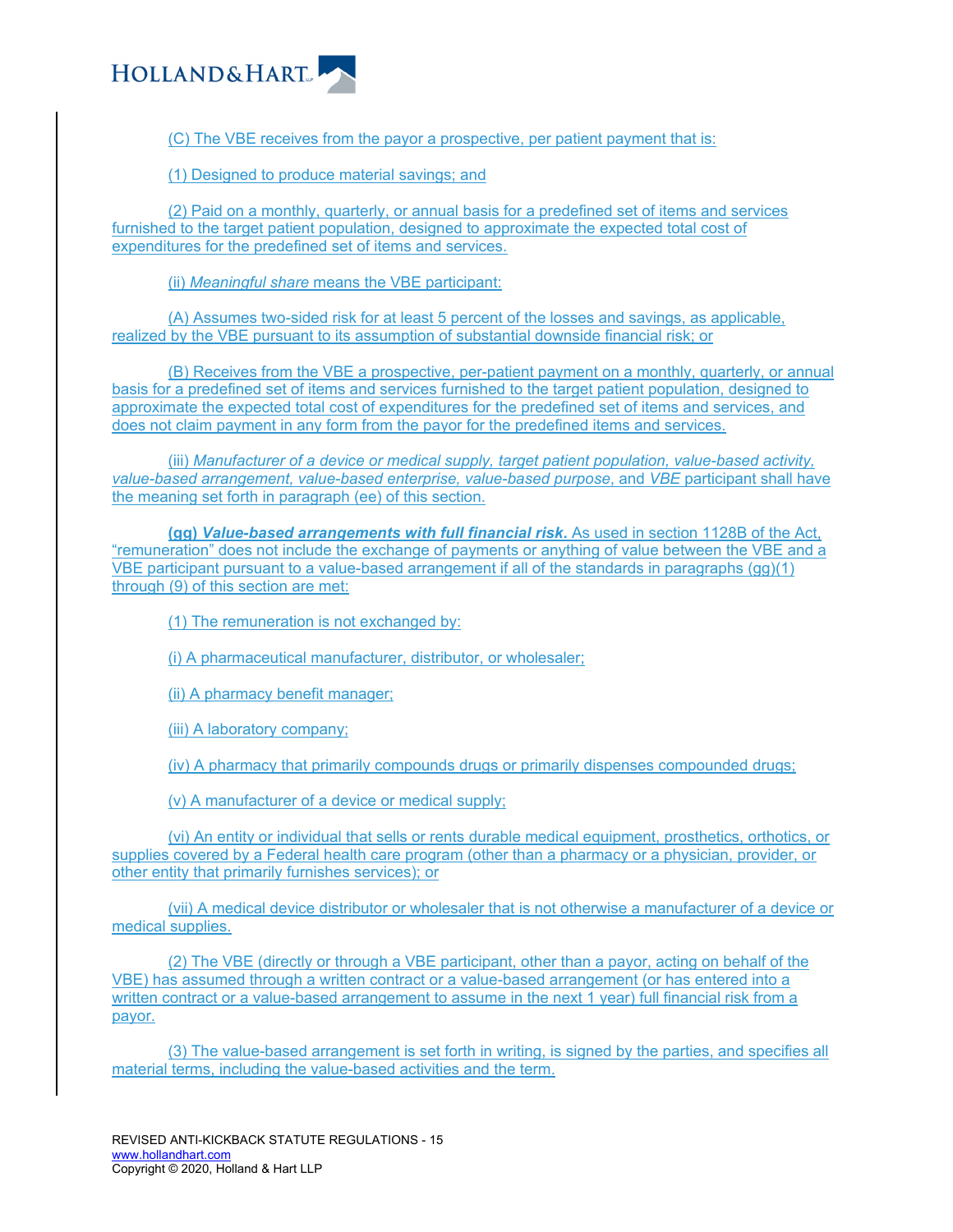(C) The VBE receives from the payor a prospective, per patient payment that is:

(1) Designed to produce material savings; and

(2) Paid on a monthly, quarterly, or annual basis for a predefined set of items and services furnished to the target patient population, designed to approximate the expected total cost of expenditures for the predefined set of items and services.

(ii) *Meaningful share* means the VBE participant:

(A) Assumes two-sided risk for at least 5 percent of the losses and savings, as applicable, realized by the VBE pursuant to its assumption of substantial downside financial risk; or

(B) Receives from the VBE a prospective, per-patient payment on a monthly, quarterly, or annual basis for a predefined set of items and services furnished to the target patient population, designed to approximate the expected total cost of expenditures for the predefined set of items and services, and does not claim payment in any form from the payor for the predefined items and services.

(iii) *Manufacturer of a device or medical supply, target patient population, value-based activity, value-based arrangement, value-based enterprise, value-based purpose*, and *VBE* participant shall have the meaning set forth in paragraph (ee) of this section.

**(gg)** ***Value-based arrangements with full financial risk*.** As used in section 1128B of the Act, "remuneration" does not include the exchange of payments or anything of value between the VBE and a VBE participant pursuant to a value-based arrangement if all of the standards in paragraphs (gg)(1) through (9) of this section are met:

(1) The remuneration is not exchanged by:

(i) A pharmaceutical manufacturer, distributor, or wholesaler;

(ii) A pharmacy benefit manager;

(iii) A laboratory company;

(iv) A pharmacy that primarily compounds drugs or primarily dispenses compounded drugs;

(v) A manufacturer of a device or medical supply;

(vi) An entity or individual that sells or rents durable medical equipment, prosthetics, orthotics, or supplies covered by a Federal health care program (other than a pharmacy or a physician, provider, or other entity that primarily furnishes services); or

(vii) A medical device distributor or wholesaler that is not otherwise a manufacturer of a device or medical supplies.

(2) The VBE (directly or through a VBE participant, other than a payor, acting on behalf of the VBE) has assumed through a written contract or a value-based arrangement (or has entered into a written contract or a value-based arrangement to assume in the next 1 year) full financial risk from a payor.

(3) The value-based arrangement is set forth in writing, is signed by the parties, and specifies all material terms, including the value-based activities and the term.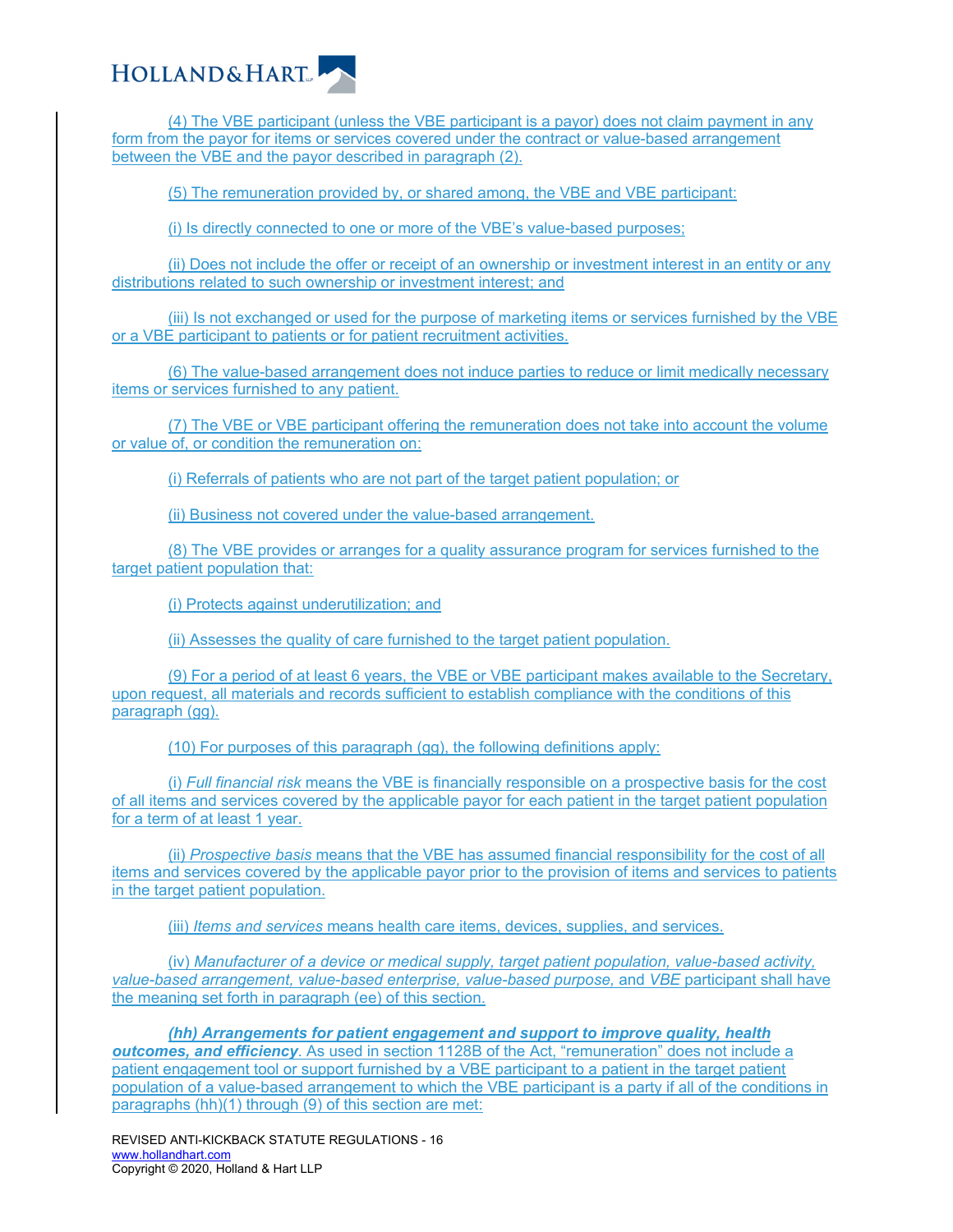(4) The VBE participant (unless the VBE participant is a payor) does not claim payment in any form from the payor for items or services covered under the contract or value-based arrangement between the VBE and the payor described in paragraph (2).

(5) The remuneration provided by, or shared among, the VBE and VBE participant:

(i) Is directly connected to one or more of the VBE's value-based purposes;

(ii) Does not include the offer or receipt of an ownership or investment interest in an entity or any distributions related to such ownership or investment interest; and

(iii) Is not exchanged or used for the purpose of marketing items or services furnished by the VBE or a VBE participant to patients or for patient recruitment activities.

(6) The value-based arrangement does not induce parties to reduce or limit medically necessary items or services furnished to any patient.

(7) The VBE or VBE participant offering the remuneration does not take into account the volume or value of, or condition the remuneration on:

(i) Referrals of patients who are not part of the target patient population; or

(ii) Business not covered under the value-based arrangement.

(8) The VBE provides or arranges for a quality assurance program for services furnished to the target patient population that:

(i) Protects against underutilization; and

(ii) Assesses the quality of care furnished to the target patient population.

(9) For a period of at least 6 years, the VBE or VBE participant makes available to the Secretary, upon request, all materials and records sufficient to establish compliance with the conditions of this paragraph (gg).

(10) For purposes of this paragraph (gg), the following definitions apply:

(i) *Full financial risk* means the VBE is financially responsible on a prospective basis for the cost of all items and services covered by the applicable payor for each patient in the target patient population for a term of at least 1 year.

(ii) *Prospective basis* means that the VBE has assumed financial responsibility for the cost of all items and services covered by the applicable payor prior to the provision of items and services to patients in the target patient population.

(iii) *Items and services* means health care items, devices, supplies, and services.

(iv) *Manufacturer of a device or medical supply, target patient population, value-based activity, value-based arrangement, value-based enterprise, value-based purpose,* and *VBE* participant shall have the meaning set forth in paragraph (ee) of this section.

***(hh) Arrangements for patient engagement and support to improve quality, health outcomes, and efficiency***. As used in section 1128B of the Act, "remuneration" does not include a patient engagement tool or support furnished by a VBE participant to a patient in the target patient population of a value-based arrangement to which the VBE participant is a party if all of the conditions in paragraphs (hh)(1) through (9) of this section are met: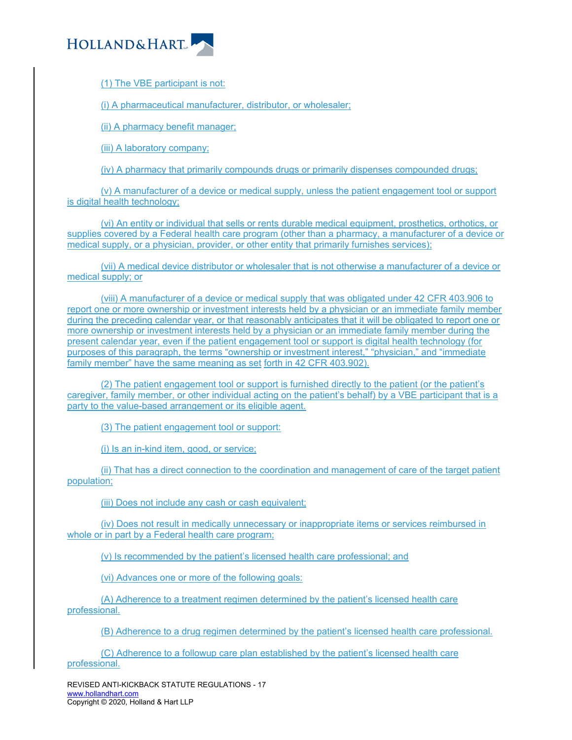(1) The VBE participant is not:

(i) A pharmaceutical manufacturer, distributor, or wholesaler;

(ii) A pharmacy benefit manager;

(iii) A laboratory company;

(iv) A pharmacy that primarily compounds drugs or primarily dispenses compounded drugs;

(v) A manufacturer of a device or medical supply, unless the patient engagement tool or support is digital health technology;

(vi) An entity or individual that sells or rents durable medical equipment, prosthetics, orthotics, or supplies covered by a Federal health care program (other than a pharmacy, a manufacturer of a device or medical supply, or a physician, provider, or other entity that primarily furnishes services);

(vii) A medical device distributor or wholesaler that is not otherwise a manufacturer of a device or medical supply; or

(viii) A manufacturer of a device or medical supply that was obligated under 42 CFR 403.906 to report one or more ownership or investment interests held by a physician or an immediate family member during the preceding calendar year, or that reasonably anticipates that it will be obligated to report one or more ownership or investment interests held by a physician or an immediate family member during the present calendar year, even if the patient engagement tool or support is digital health technology (for purposes of this paragraph, the terms "ownership or investment interest," "physician," and "immediate family member" have the same meaning as set forth in 42 CFR 403.902).

(2) The patient engagement tool or support is furnished directly to the patient (or the patient's caregiver, family member, or other individual acting on the patient's behalf) by a VBE participant that is a party to the value-based arrangement or its eligible agent.

(3) The patient engagement tool or support:

(i) Is an in-kind item, good, or service;

(ii) That has a direct connection to the coordination and management of care of the target patient population;

(iii) Does not include any cash or cash equivalent;

(iv) Does not result in medically unnecessary or inappropriate items or services reimbursed in whole or in part by a Federal health care program;

(v) Is recommended by the patient's licensed health care professional; and

(vi) Advances one or more of the following goals:

(A) Adherence to a treatment regimen determined by the patient's licensed health care professional.

(B) Adherence to a drug regimen determined by the patient's licensed health care professional.

(C) Adherence to a followup care plan established by the patient's licensed health care professional.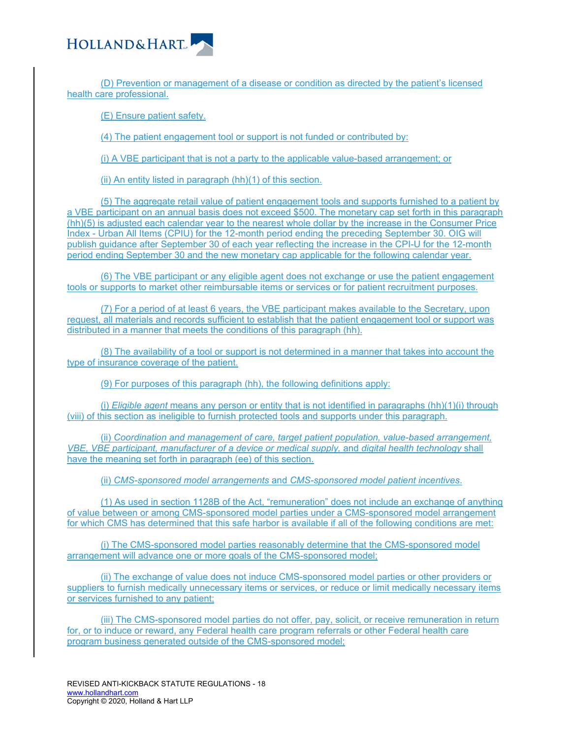(D) Prevention or management of a disease or condition as directed by the patient's licensed health care professional.

(E) Ensure patient safety.

(4) The patient engagement tool or support is not funded or contributed by:

(i) A VBE participant that is not a party to the applicable value-based arrangement; or

(ii) An entity listed in paragraph (hh)(1) of this section.

(5) The aggregate retail value of patient engagement tools and supports furnished to a patient by a VBE participant on an annual basis does not exceed $500. The monetary cap set forth in this paragraph (hh)(5) is adjusted each calendar year to the nearest whole dollar by the increase in the Consumer Price Index - Urban All Items (CPIU) for the 12-month period ending the preceding September 30. OIG will publish guidance after September 30 of each year reflecting the increase in the CPI-U for the 12-month period ending September 30 and the new monetary cap applicable for the following calendar year.

(6) The VBE participant or any eligible agent does not exchange or use the patient engagement tools or supports to market other reimbursable items or services or for patient recruitment purposes.

(7) For a period of at least 6 years, the VBE participant makes available to the Secretary, upon request, all materials and records sufficient to establish that the patient engagement tool or support was distributed in a manner that meets the conditions of this paragraph (hh).

(8) The availability of a tool or support is not determined in a manner that takes into account the type of insurance coverage of the patient.

(9) For purposes of this paragraph (hh), the following definitions apply:

(i) *Eligible agent* means any person or entity that is not identified in paragraphs (hh)(1)(i) through (viii) of this section as ineligible to furnish protected tools and supports under this paragraph.

(ii) *Coordination and management of care, target patient population, value-based arrangement, VBE, VBE participant, manufacturer of a device or medical supply,* and *digital health technology* shall have the meaning set forth in paragraph (ee) of this section.

(ii) *CMS-sponsored model arrangements* and *CMS-sponsored model patient incentives*.

(1) As used in section 1128B of the Act, "remuneration" does not include an exchange of anything of value between or among CMS-sponsored model parties under a CMS-sponsored model arrangement for which CMS has determined that this safe harbor is available if all of the following conditions are met:

(i) The CMS-sponsored model parties reasonably determine that the CMS-sponsored model arrangement will advance one or more goals of the CMS-sponsored model;

(ii) The exchange of value does not induce CMS-sponsored model parties or other providers or suppliers to furnish medically unnecessary items or services, or reduce or limit medically necessary items or services furnished to any patient;

(iii) The CMS-sponsored model parties do not offer, pay, solicit, or receive remuneration in return for, or to induce or reward, any Federal health care program referrals or other Federal health care program business generated outside of the CMS-sponsored model;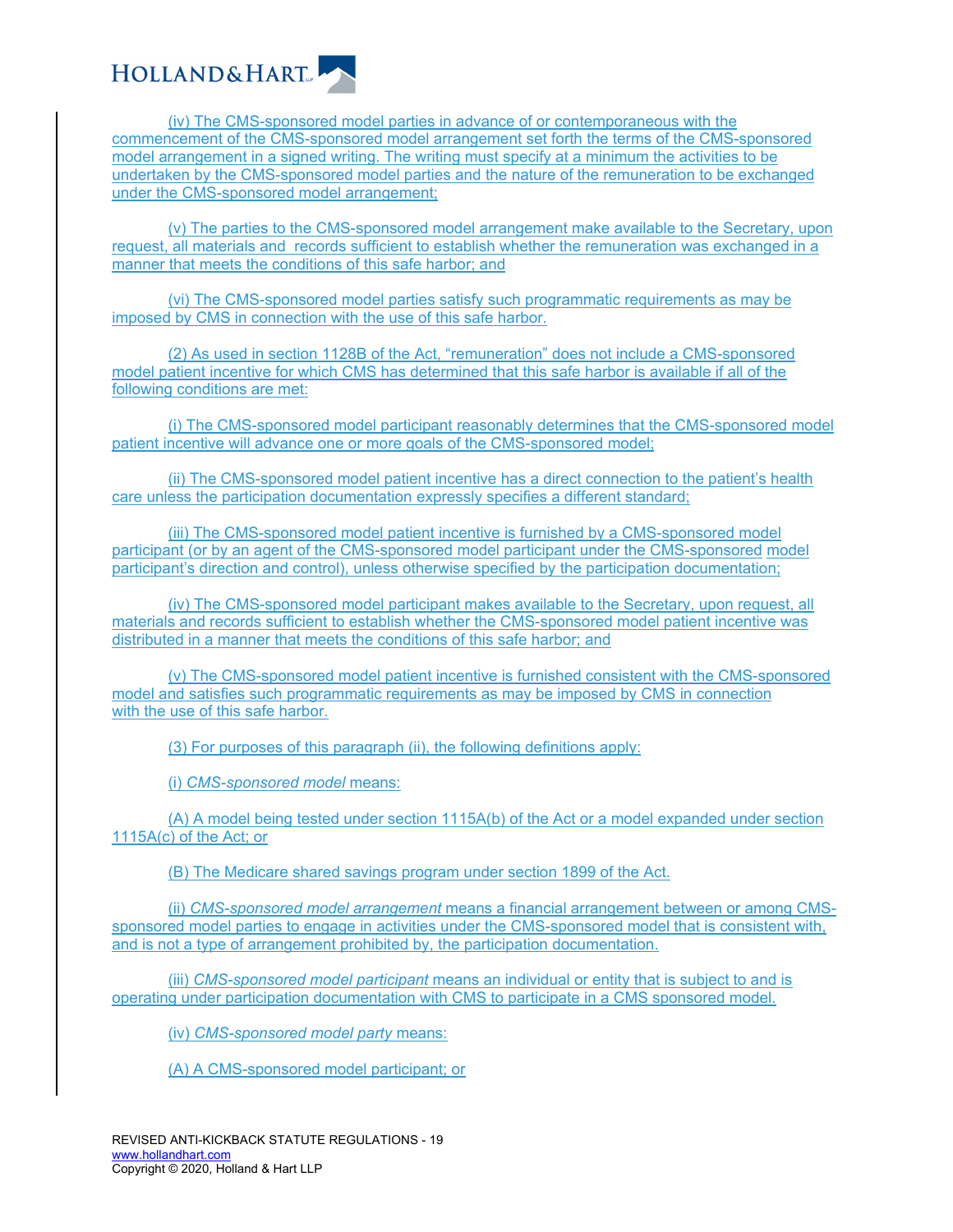(iv) The CMS-sponsored model parties in advance of or contemporaneous with the commencement of the CMS-sponsored model arrangement set forth the terms of the CMS-sponsored model arrangement in a signed writing. The writing must specify at a minimum the activities to be undertaken by the CMS-sponsored model parties and the nature of the remuneration to be exchanged under the CMS-sponsored model arrangement;

(v) The parties to the CMS-sponsored model arrangement make available to the Secretary, upon request, all materials and records sufficient to establish whether the remuneration was exchanged in a manner that meets the conditions of this safe harbor; and

(vi) The CMS-sponsored model parties satisfy such programmatic requirements as may be imposed by CMS in connection with the use of this safe harbor.

(2) As used in section 1128B of the Act, "remuneration" does not include a CMS-sponsored model patient incentive for which CMS has determined that this safe harbor is available if all of the following conditions are met:

(i) The CMS-sponsored model participant reasonably determines that the CMS-sponsored model patient incentive will advance one or more goals of the CMS-sponsored model;

(ii) The CMS-sponsored model patient incentive has a direct connection to the patient's health care unless the participation documentation expressly specifies a different standard;

(iii) The CMS-sponsored model patient incentive is furnished by a CMS-sponsored model participant (or by an agent of the CMS-sponsored model participant under the CMS-sponsored model participant's direction and control), unless otherwise specified by the participation documentation;

(iv) The CMS-sponsored model participant makes available to the Secretary, upon request, all materials and records sufficient to establish whether the CMS-sponsored model patient incentive was distributed in a manner that meets the conditions of this safe harbor; and

(v) The CMS-sponsored model patient incentive is furnished consistent with the CMS-sponsored model and satisfies such programmatic requirements as may be imposed by CMS in connection with the use of this safe harbor.

(3) For purposes of this paragraph (ii), the following definitions apply:

(i) *CMS-sponsored model* means:

(A) A model being tested under section 1115A(b) of the Act or a model expanded under section 1115A(c) of the Act; or

(B) The Medicare shared savings program under section 1899 of the Act.

(ii) *CMS-sponsored model arrangement* means a financial arrangement between or among CMS-sponsored model parties to engage in activities under the CMS-sponsored model that is consistent with, and is not a type of arrangement prohibited by, the participation documentation.

(iii) *CMS-sponsored model participant* means an individual or entity that is subject to and is operating under participation documentation with CMS to participate in a CMS sponsored model.

(iv) *CMS-sponsored model party* means:

(A) A CMS-sponsored model participant; or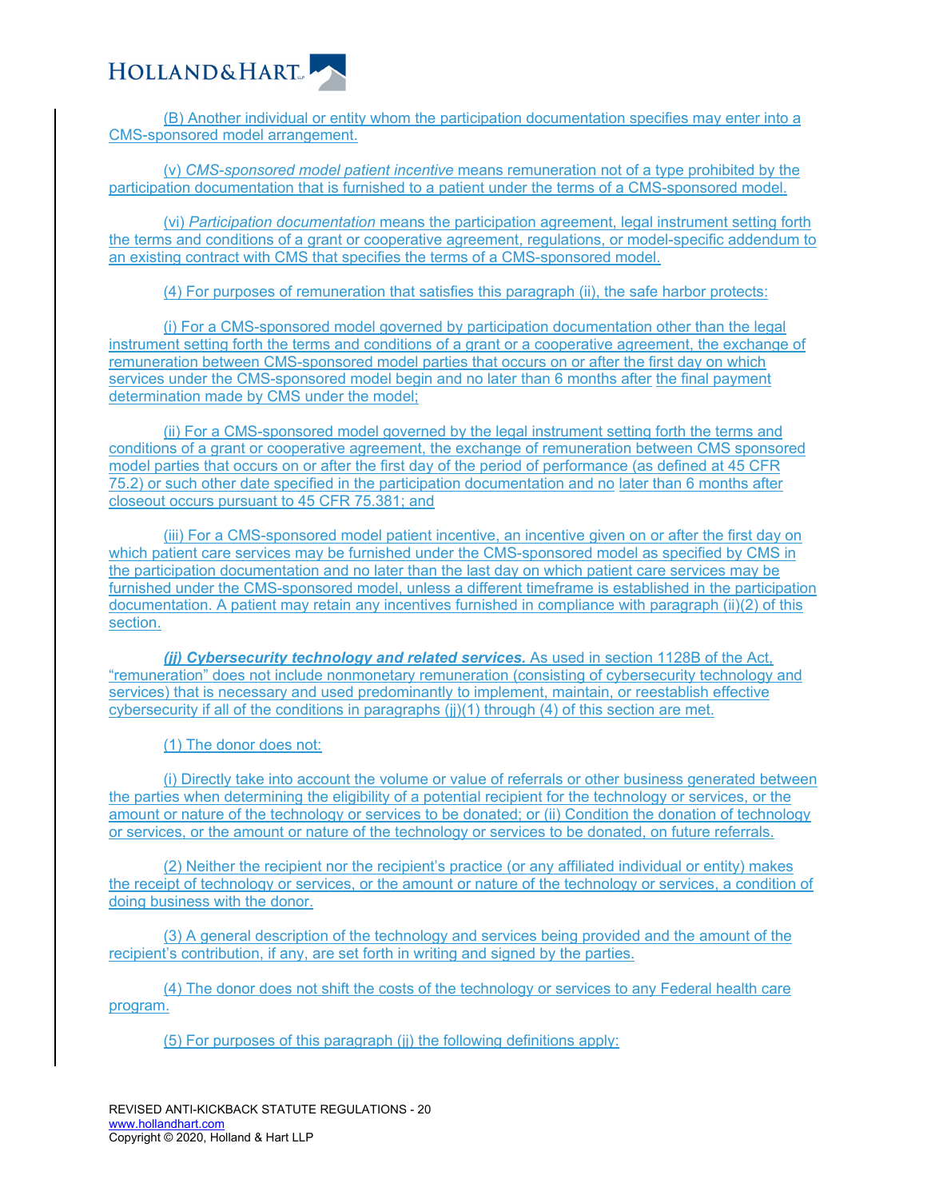(B) Another individual or entity whom the participation documentation specifies may enter into a CMS-sponsored model arrangement.

(v) *CMS-sponsored model patient incentive* means remuneration not of a type prohibited by the participation documentation that is furnished to a patient under the terms of a CMS-sponsored model.

(vi) *Participation documentation* means the participation agreement, legal instrument setting forth the terms and conditions of a grant or cooperative agreement, regulations, or model-specific addendum to an existing contract with CMS that specifies the terms of a CMS-sponsored model.

(4) For purposes of remuneration that satisfies this paragraph (ii), the safe harbor protects:

(i) For a CMS-sponsored model governed by participation documentation other than the legal instrument setting forth the terms and conditions of a grant or a cooperative agreement, the exchange of remuneration between CMS-sponsored model parties that occurs on or after the first day on which services under the CMS-sponsored model begin and no later than 6 months after the final payment determination made by CMS under the model;

(ii) For a CMS-sponsored model governed by the legal instrument setting forth the terms and conditions of a grant or cooperative agreement, the exchange of remuneration between CMS sponsored model parties that occurs on or after the first day of the period of performance (as defined at 45 CFR 75.2) or such other date specified in the participation documentation and no later than 6 months after closeout occurs pursuant to 45 CFR 75.381; and

(iii) For a CMS-sponsored model patient incentive, an incentive given on or after the first day on which patient care services may be furnished under the CMS-sponsored model as specified by CMS in the participation documentation and no later than the last day on which patient care services may be furnished under the CMS-sponsored model, unless a different timeframe is established in the participation documentation. A patient may retain any incentives furnished in compliance with paragraph (ii)(2) of this section.

***(jj) Cybersecurity technology and related services.*** As used in section 1128B of the Act, "remuneration" does not include nonmonetary remuneration (consisting of cybersecurity technology and services) that is necessary and used predominantly to implement, maintain, or reestablish effective cybersecurity if all of the conditions in paragraphs (jj)(1) through (4) of this section are met.

(1) The donor does not:

(i) Directly take into account the volume or value of referrals or other business generated between the parties when determining the eligibility of a potential recipient for the technology or services, or the amount or nature of the technology or services to be donated; or (ii) Condition the donation of technology or services, or the amount or nature of the technology or services to be donated, on future referrals.

(2) Neither the recipient nor the recipient's practice (or any affiliated individual or entity) makes the receipt of technology or services, or the amount or nature of the technology or services, a condition of doing business with the donor.

(3) A general description of the technology and services being provided and the amount of the recipient's contribution, if any, are set forth in writing and signed by the parties.

(4) The donor does not shift the costs of the technology or services to any Federal health care program.

(5) For purposes of this paragraph (jj) the following definitions apply: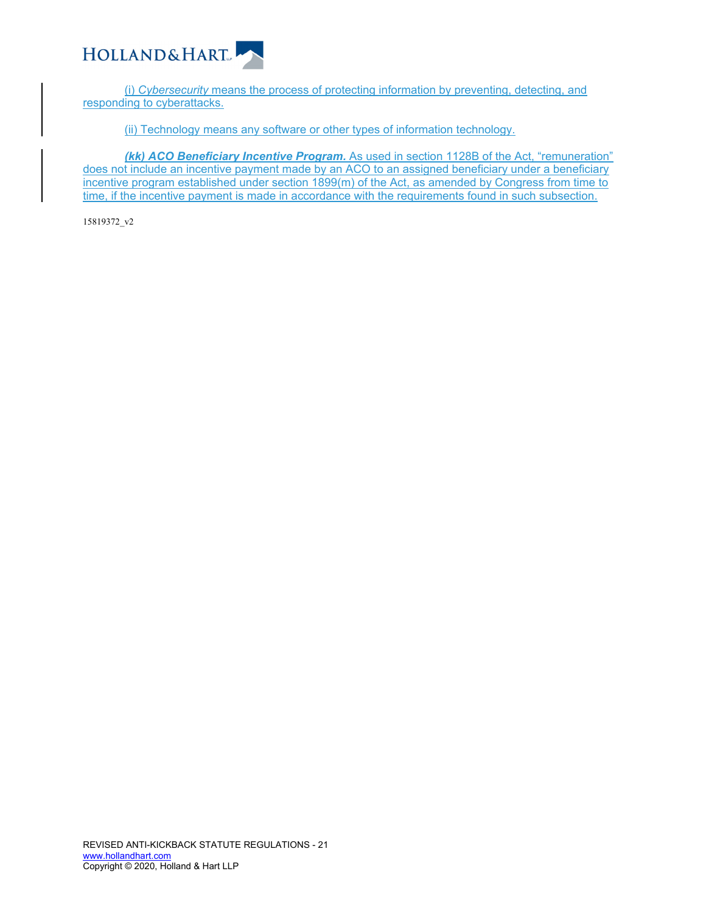(i) *Cybersecurity* means the process of protecting information by preventing, detecting, and responding to cyberattacks.

(ii) Technology means any software or other types of information technology.

***(kk) ACO Beneficiary Incentive Program.*** As used in section 1128B of the Act, "remuneration" does not include an incentive payment made by an ACO to an assigned beneficiary under a beneficiary incentive program established under section 1899(m) of the Act, as amended by Congress from time to time, if the incentive payment is made in accordance with the requirements found in such subsection.

15819372_v2